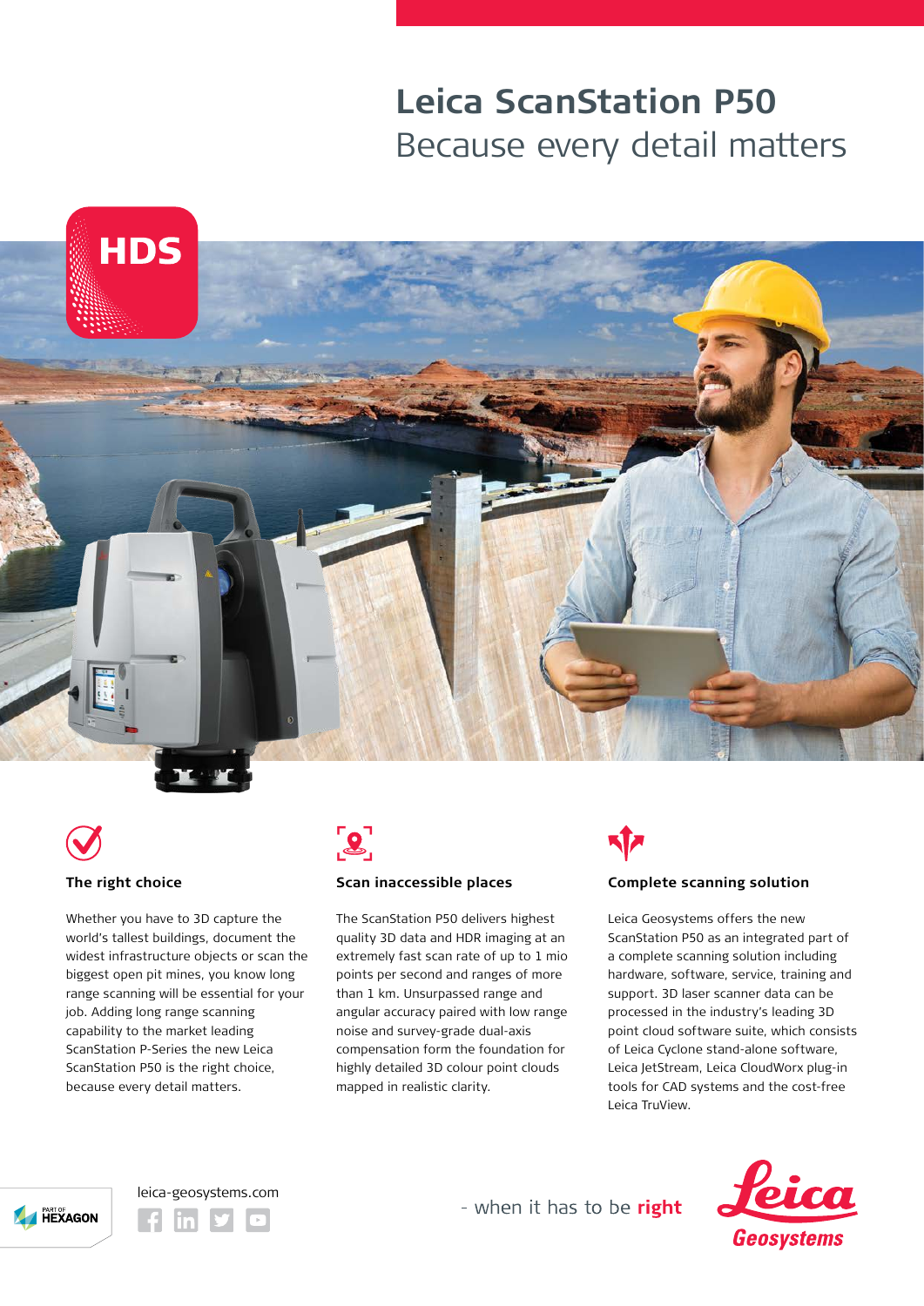# Leica ScanStation P50

## Because every detail matters

HDS

### The right choice

Whether you have to 3D capture the world's tallest buildings, document the widest infrastructure objects or scan the biggest open pit mines, you know long range scanning will be essential for your job. Adding long range scanning capability to the market leading ScanStation P-Series the new Leica ScanStation P50 is the right choice, because every detail matters.

### Scan inaccessible places

The ScanStation P50 delivers highest quality 3D data and HDR imaging at an extremely fast scan rate of up to 1 mio points per second and ranges of more than 1 km. Unsurpassed range and angular accuracy paired with low range noise and survey-grade dual-axis compensation form the foundation for highly detailed 3D colour point clouds mapped in realistic clarity.

### Complete scanning solution

Leica Geosystems offers the new ScanStation P50 as an integrated part of a complete scanning solution including hardware, software, service, training and support. 3D laser scanner data can be processed in the industry's leading 3D point cloud software suite, which consists of Leica Cyclone stand-alone software, Leica JetStream, Leica CloudWorx plug-in tools for CAD systems and the cost-free Leica TruView.

PART OF HEXAGON

leica-geosystems.com

- when it has to be **right**

Leica Geosystems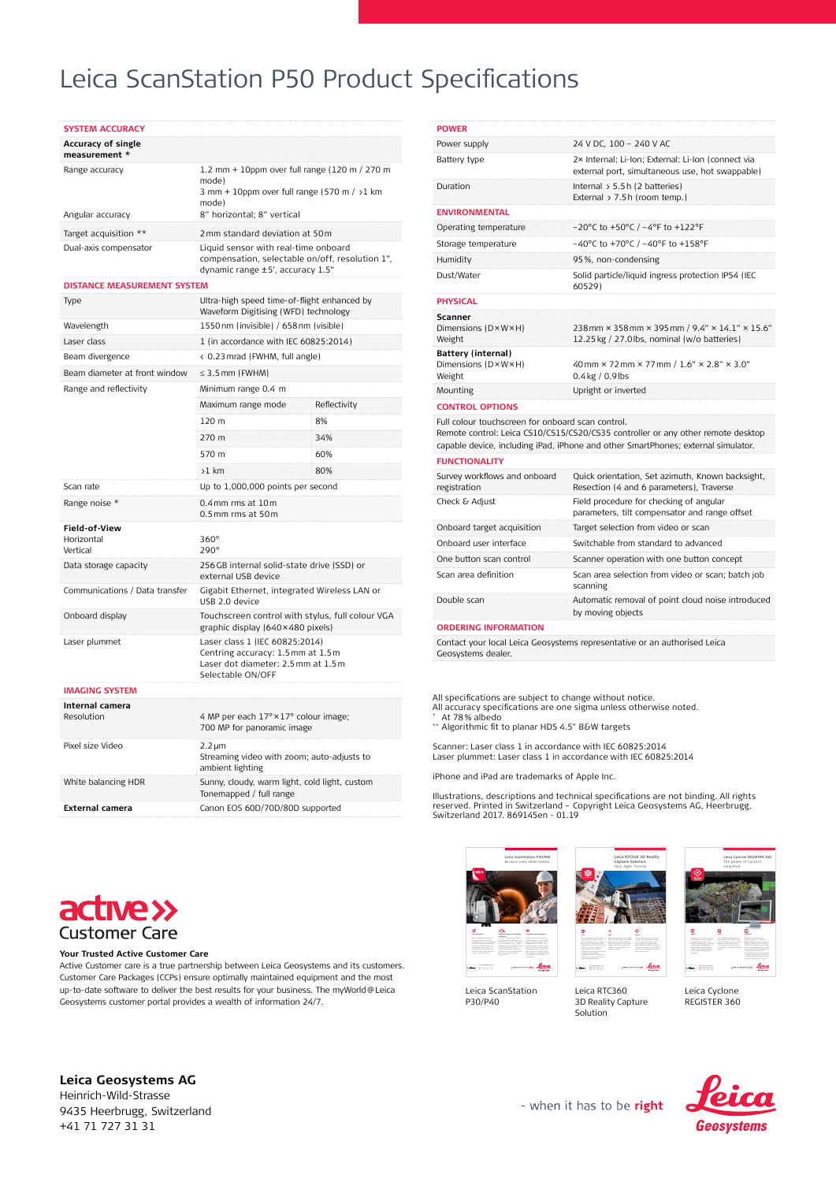# Leica ScanStation P50 Product Specifications

## SYSTEM ACCURACY

| | |
|---|---|
| **Accuracy of single measurement** * | |
| Range accuracy | 1.2 mm + 10ppm over full range (120 m / 270 m mode)<br>3 mm + 10ppm over full range (570 m / >1 km mode) |
| Angular accuracy | 8" horizontal; 8" vertical |
| Target acquisition ** | 2 mm standard deviation at 50 m |
| Dual-axis compensator | Liquid sensor with real-time onboard compensation, selectable on/off, resolution 1", dynamic range ±5', accuracy 1.5" |

## DISTANCE MEASUREMENT SYSTEM

| | | |
|---|---|---|
| Type | Ultra-high speed time-of-flight enhanced by Waveform Digitising (WFD) technology | |
| Wavelength | 1550 nm (invisible) / 658 nm (visible) | |
| Laser class | 1 (in accordance with IEC 60825:2014) | |
| Beam divergence | < 0.23 mrad (FWHM, full angle) | |
| Beam diameter at front window | ≤ 3.5 mm (FWHM) | |
| Range and reflectivity | Minimum range 0.4 m | |
| | Maximum range mode | Reflectivity |
| | 120 m | 8% |
| | 270 m | 34% |
| | 570 m | 60% |
| | >1 km | 80% |
| Scan rate | Up to 1,000,000 points per second | |
| Range noise * | 0.4 mm rms at 10 m<br>0.5 mm rms at 50 m | |
| **Field-of-View**<br>Horizontal<br>Vertical | <br>360°<br>290° | |
| Data storage capacity | 256 GB internal solid-state drive (SSD) or external USB device | |
| Communications / Data transfer | Gigabit Ethernet, integrated Wireless LAN or USB 2.0 device | |
| Onboard display | Touchscreen control with stylus, full colour VGA graphic display (640×480 pixels) | |
| Laser plummet | Laser class 1 (IEC 60825:2014)<br>Centring accuracy: 1.5 mm at 1.5 m<br>Laser dot diameter: 2.5 mm at 1.5 m<br>Selectable ON/OFF | |

## IMAGING SYSTEM

| | |
|---|---|
| **Internal camera**<br>Resolution | 4 MP per each 17°×17° colour image;<br>700 MP for panoramic image |
| Pixel size Video | 2.2 μm<br>Streaming video with zoom; auto-adjusts to ambient lighting |
| White balancing HDR | Sunny, cloudy, warm light, cold light, custom<br>Tonemapped / full range |
| **External camera** | Canon EOS 60D/70D/80D supported |

## POWER

| | |
|---|---|
| Power supply | 24 V DC, 100 – 240 V AC |
| Battery type | 2× Internal: Li-Ion; External: Li-Ion (connect via external port, simultaneous use, hot swappable) |
| Duration | Internal > 5.5 h (2 batteries)<br>External > 7.5 h (room temp.) |

## ENVIRONMENTAL

| | |
|---|---|
| Operating temperature | –20°C to +50°C / –4°F to +122°F |
| Storage temperature | –40°C to +70°C / –40°F to +158°F |
| Humidity | 95%, non-condensing |
| Dust/Water | Solid particle/liquid ingress protection IP54 (IEC 60529) |

## PHYSICAL

| | |
|---|---|
| **Scanner**<br>Dimensions (D×W×H)<br>Weight | <br>238 mm × 358 mm × 395 mm / 9.4" × 14.1" × 15.6"<br>12.25 kg / 27.0 lbs, nominal (w/o batteries) |
| **Battery (internal)**<br>Dimensions (D×W×H)<br>Weight | <br>40 mm × 72 mm × 77 mm / 1.6" × 2.8" × 3.0"<br>0.4 kg / 0.9 lbs |
| Mounting | Upright or inverted |

## CONTROL OPTIONS

Full colour touchscreen for onboard scan control.
Remote control: Leica CS10/CS15/CS20/CS35 controller or any other remote desktop capable device, including iPad, iPhone and other SmartPhones; external simulator.

## FUNCTIONALITY

| | |
|---|---|
| Survey workflows and onboard registration | Quick orientation, Set azimuth, Known backsight, Resection (4 and 6 parameters), Traverse |
| Check & Adjust | Field procedure for checking of angular parameters, tilt compensator and range offset |
| Onboard target acquisition | Target selection from video or scan |
| Onboard user interface | Switchable from standard to advanced |
| One button scan control | Scanner operation with one button concept |
| Scan area definition | Scan area selection from video or scan; batch job scanning |
| Double scan | Automatic removal of point cloud noise introduced by moving objects |

## ORDERING INFORMATION

Contact your local Leica Geosystems representative or an authorised Leica Geosystems dealer.

All specifications are subject to change without notice.
All accuracy specifications are one sigma unless otherwise noted.
* At 78% albedo
** Algorithmic fit to planar HDS 4.5" B&W targets

Scanner: Laser class 1 in accordance with IEC 60825:2014
Laser plummet: Laser class 1 in accordance with IEC 60825:2014

iPhone and iPad are trademarks of Apple Inc.

Illustrations, descriptions and technical specifications are not binding. All rights reserved. Printed in Switzerland – Copyright Leica Geosystems AG, Heerbrugg, Switzerland 2017. 869145en - 01.19

active>> Customer Care

**Your Trusted Active Customer Care**
Active Customer care is a true partnership between Leica Geosystems and its customers. Customer Care Packages (CCPs) ensure optimally maintained equipment and the most up-to-date software to deliver the best results for your business. The myWorld@Leica Geosystems customer portal provides a wealth of information 24/7.

Leica ScanStation P30/P40

Leica RTC360 3D Reality Capture Solution

Leica Cyclone REGISTER 360

**Leica Geosystems AG**
Heinrich-Wild-Strasse
9435 Heerbrugg, Switzerland
+41 71 727 31 31

- when it has to be **right**

Leica Geosystems